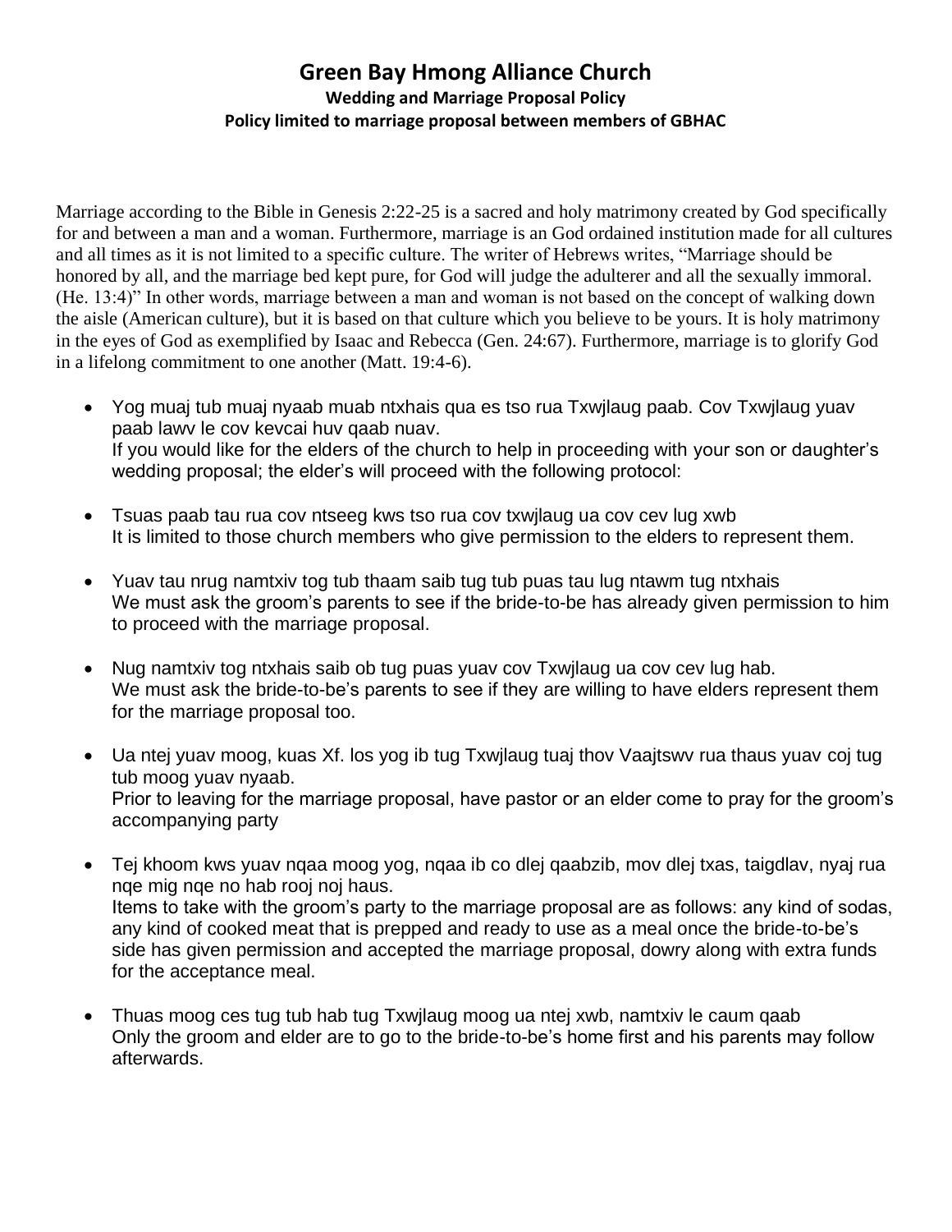# Green Bay Hmong Alliance Church

**Wedding and Marriage Proposal Policy**

**Policy limited to marriage proposal between members of GBHAC**

Marriage according to the Bible in Genesis 2:22-25 is a sacred and holy matrimony created by God specifically for and between a man and a woman. Furthermore, marriage is an God ordained institution made for all cultures and all times as it is not limited to a specific culture. The writer of Hebrews writes, "Marriage should be honored by all, and the marriage bed kept pure, for God will judge the adulterer and all the sexually immoral. (He. 13:4)" In other words, marriage between a man and woman is not based on the concept of walking down the aisle (American culture), but it is based on that culture which you believe to be yours. It is holy matrimony in the eyes of God as exemplified by Isaac and Rebecca (Gen. 24:67). Furthermore, marriage is to glorify God in a lifelong commitment to one another (Matt. 19:4-6).

- Yog muaj tub muaj nyaab muab ntxhais qua es tso rua Txwjlaug paab. Cov Txwjlaug yuav paab lawv le cov kevcai huv qaab nuav.
  If you would like for the elders of the church to help in proceeding with your son or daughter's wedding proposal; the elder's will proceed with the following protocol:
- Tsuas paab tau rua cov ntseeg kws tso rua cov txwjlaug ua cov cev lug xwb
  It is limited to those church members who give permission to the elders to represent them.
- Yuav tau nrug namtxiv tog tub thaam saib tug tub puas tau lug ntawm tug ntxhais
  We must ask the groom's parents to see if the bride-to-be has already given permission to him to proceed with the marriage proposal.
- Nug namtxiv tog ntxhais saib ob tug puas yuav cov Txwjlaug ua cov cev lug hab.
  We must ask the bride-to-be's parents to see if they are willing to have elders represent them for the marriage proposal too.
- Ua ntej yuav moog, kuas Xf. los yog ib tug Txwjlaug tuaj thov Vaajtswv rua thaus yuav coj tug tub moog yuav nyaab.
  Prior to leaving for the marriage proposal, have pastor or an elder come to pray for the groom's accompanying party
- Tej khoom kws yuav nqaa moog yog, nqaa ib co dlej qaabzib, mov dlej txas, taigdlav, nyaj rua nqe mig nqe no hab rooj noj haus.
  Items to take with the groom's party to the marriage proposal are as follows: any kind of sodas, any kind of cooked meat that is prepped and ready to use as a meal once the bride-to-be's side has given permission and accepted the marriage proposal, dowry along with extra funds for the acceptance meal.
- Thuas moog ces tug tub hab tug Txwjlaug moog ua ntej xwb, namtxiv le caum qaab
  Only the groom and elder are to go to the bride-to-be's home first and his parents may follow afterwards.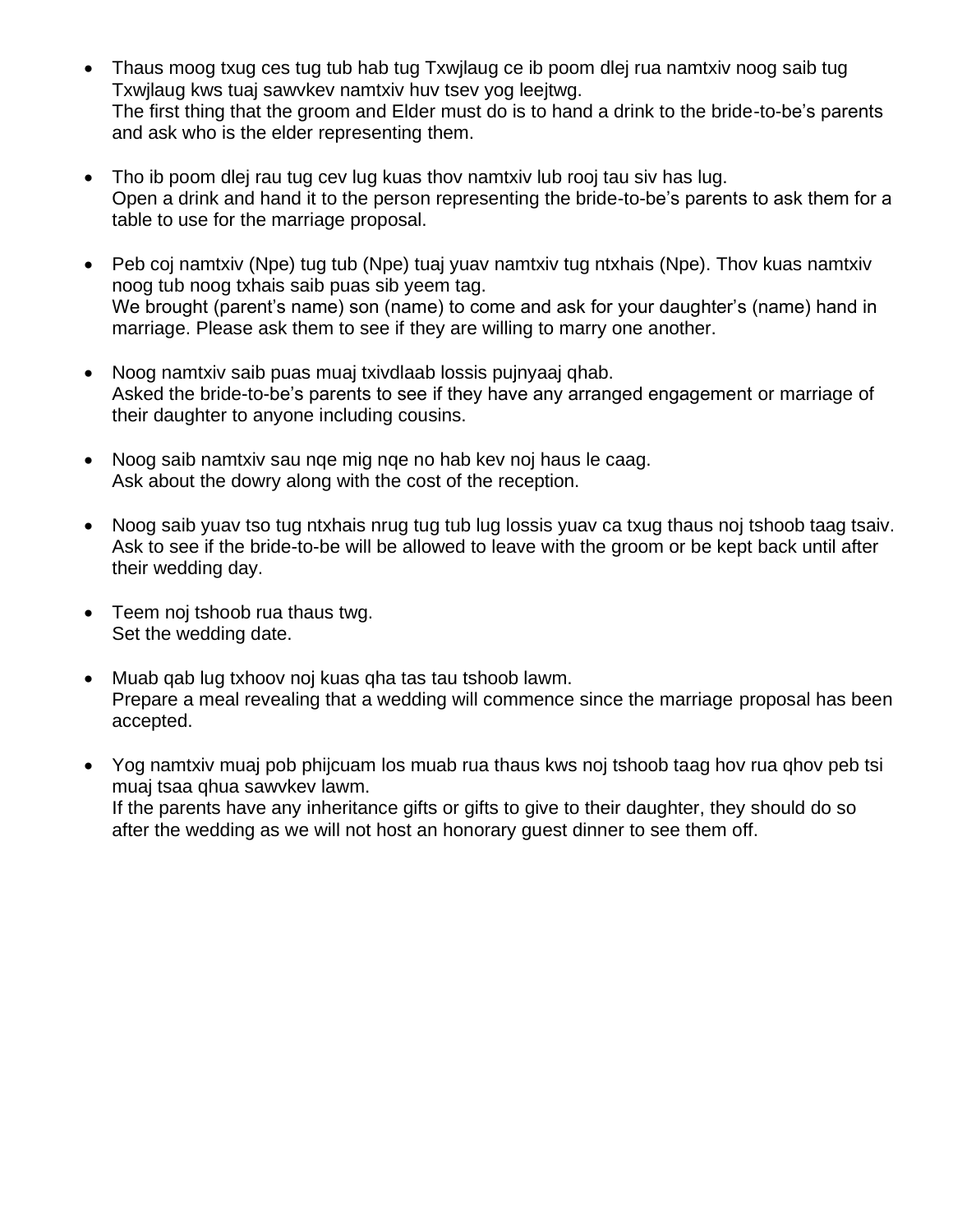- Thaus moog txug ces tug tub hab tug Txwjlaug ce ib poom dlej rua namtxiv noog saib tug Txwjlaug kws tuaj sawvkev namtxiv huv tsev yog leejtwg.
  The first thing that the groom and Elder must do is to hand a drink to the bride-to-be's parents and ask who is the elder representing them.

- Tho ib poom dlej rau tug cev lug kuas thov namtxiv lub rooj tau siv has lug.
  Open a drink and hand it to the person representing the bride-to-be's parents to ask them for a table to use for the marriage proposal.

- Peb coj namtxiv (Npe) tug tub (Npe) tuaj yuav namtxiv tug ntxhais (Npe). Thov kuas namtxiv noog tub noog txhais saib puas sib yeem tag.
  We brought (parent's name) son (name) to come and ask for your daughter's (name) hand in marriage. Please ask them to see if they are willing to marry one another.

- Noog namtxiv saib puas muaj txivdlaab lossis pujnyaaj qhab.
  Asked the bride-to-be's parents to see if they have any arranged engagement or marriage of their daughter to anyone including cousins.

- Noog saib namtxiv sau nqe mig nqe no hab kev noj haus le caag.
  Ask about the dowry along with the cost of the reception.

- Noog saib yuav tso tug ntxhais nrug tug tub lug lossis yuav ca txug thaus noj tshoob taag tsaiv.
  Ask to see if the bride-to-be will be allowed to leave with the groom or be kept back until after their wedding day.

- Teem noj tshoob rua thaus twg.
  Set the wedding date.

- Muab qab lug txhoov noj kuas qha tas tau tshoob lawm.
  Prepare a meal revealing that a wedding will commence since the marriage proposal has been accepted.

- Yog namtxiv muaj pob phijcuam los muab rua thaus kws noj tshoob taag hov rua qhov peb tsi muaj tsaa qhua sawvkev lawm.
  If the parents have any inheritance gifts or gifts to give to their daughter, they should do so after the wedding as we will not host an honorary guest dinner to see them off.